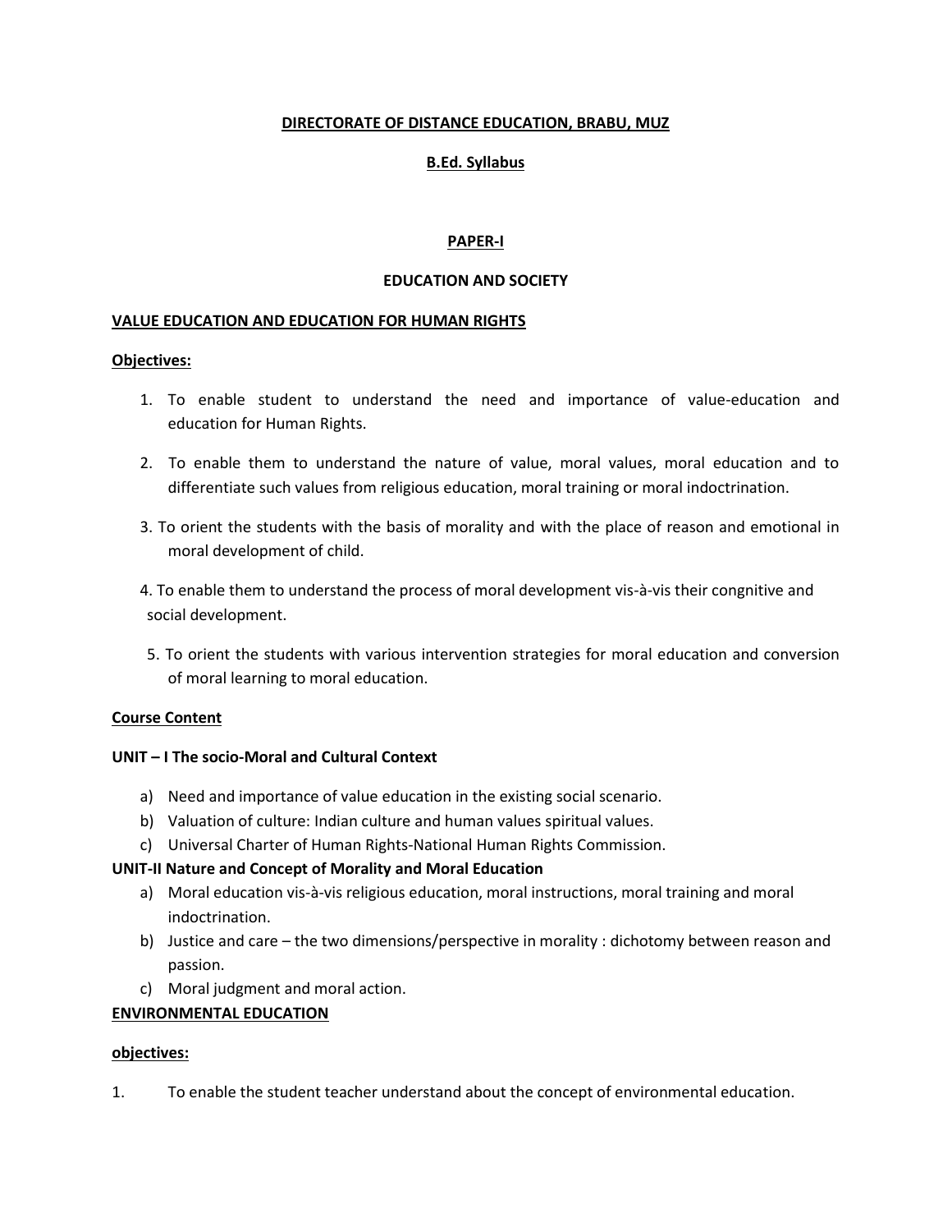# DIRECTORATE OF DISTANCE EDUCATION, BRABU, MUZ

## B.Ed. Syllabus

## PAPER-I

## EDUCATION AND SOCIETY

### VALUE EDUCATION AND EDUCATION FOR HUMAN RIGHTS

**Objectives:**

1. To enable student to understand the need and importance of value-education and education for Human Rights.
2. To enable them to understand the nature of value, moral values, moral education and to differentiate such values from religious education, moral training or moral indoctrination.
3. To orient the students with the basis of morality and with the place of reason and emotional in moral development of child.
4. To enable them to understand the process of moral development vis-à-vis their congnitive and social development.
5. To orient the students with various intervention strategies for moral education and conversion of moral learning to moral education.

**Course Content**

**UNIT – I The socio-Moral and Cultural Context**

a) Need and importance of value education in the existing social scenario.
b) Valuation of culture: Indian culture and human values spiritual values.
c) Universal Charter of Human Rights-National Human Rights Commission.

**UNIT-II Nature and Concept of Morality and Moral Education**

a) Moral education vis-à-vis religious education, moral instructions, moral training and moral indoctrination.
b) Justice and care – the two dimensions/perspective in morality : dichotomy between reason and passion.
c) Moral judgment and moral action.

### ENVIRONMENTAL EDUCATION

**objectives:**

1. To enable the student teacher understand about the concept of environmental education.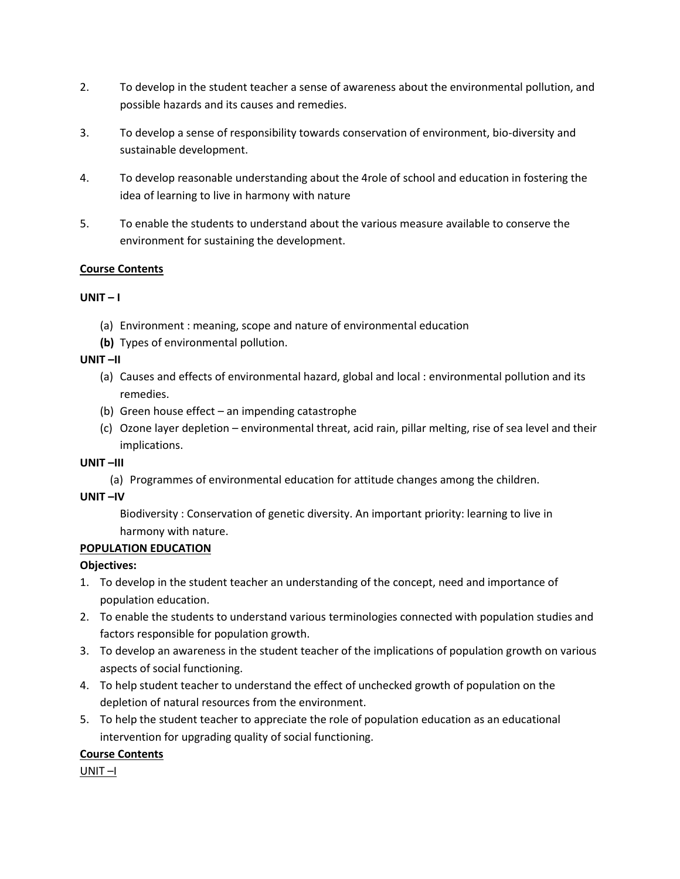2. To develop in the student teacher a sense of awareness about the environmental pollution, and possible hazards and its causes and remedies.

3. To develop a sense of responsibility towards conservation of environment, bio-diversity and sustainable development.

4. To develop reasonable understanding about the 4role of school and education in fostering the idea of learning to live in harmony with nature

5. To enable the students to understand about the various measure available to conserve the environment for sustaining the development.

**Course Contents**

**UNIT – I**

(a) Environment : meaning, scope and nature of environmental education
**(b)** Types of environmental pollution.

**UNIT –II**

(a) Causes and effects of environmental hazard, global and local : environmental pollution and its remedies.
(b) Green house effect – an impending catastrophe
(c) Ozone layer depletion – environmental threat, acid rain, pillar melting, rise of sea level and their implications.

**UNIT –III**

(a) Programmes of environmental education for attitude changes among the children.

**UNIT –IV**

Biodiversity : Conservation of genetic diversity. An important priority: learning to live in harmony with nature.

**POPULATION EDUCATION**

**Objectives:**

1. To develop in the student teacher an understanding of the concept, need and importance of population education.
2. To enable the students to understand various terminologies connected with population studies and factors responsible for population growth.
3. To develop an awareness in the student teacher of the implications of population growth on various aspects of social functioning.
4. To help student teacher to understand the effect of unchecked growth of population on the depletion of natural resources from the environment.
5. To help the student teacher to appreciate the role of population education as an educational intervention for upgrading quality of social functioning.

**Course Contents**

UNIT –I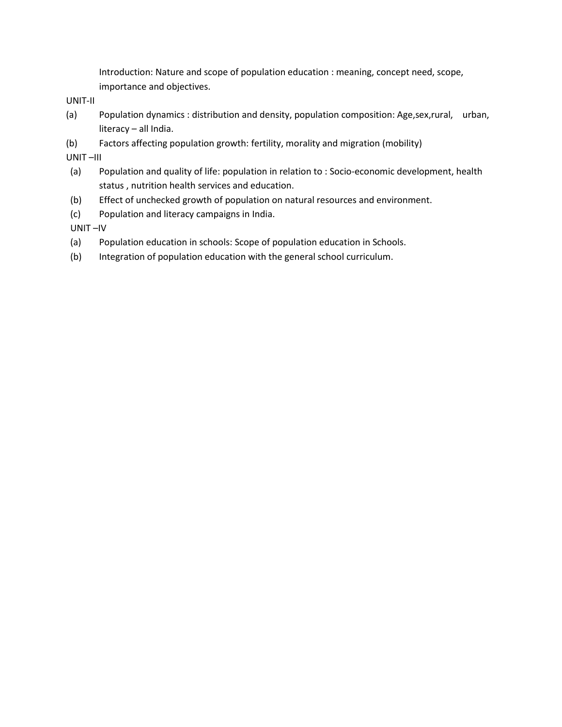Introduction: Nature and scope of population education : meaning, concept need, scope, importance and objectives.

UNIT-II

(a) Population dynamics : distribution and density, population composition: Age,sex,rural, urban, literacy – all India.

(b) Factors affecting population growth: fertility, morality and migration (mobility)

UNIT –III

(a) Population and quality of life: population in relation to : Socio-economic development, health status , nutrition health services and education.

(b) Effect of unchecked growth of population on natural resources and environment.

(c) Population and literacy campaigns in India.

UNIT –IV

(a) Population education in schools: Scope of population education in Schools.

(b) Integration of population education with the general school curriculum.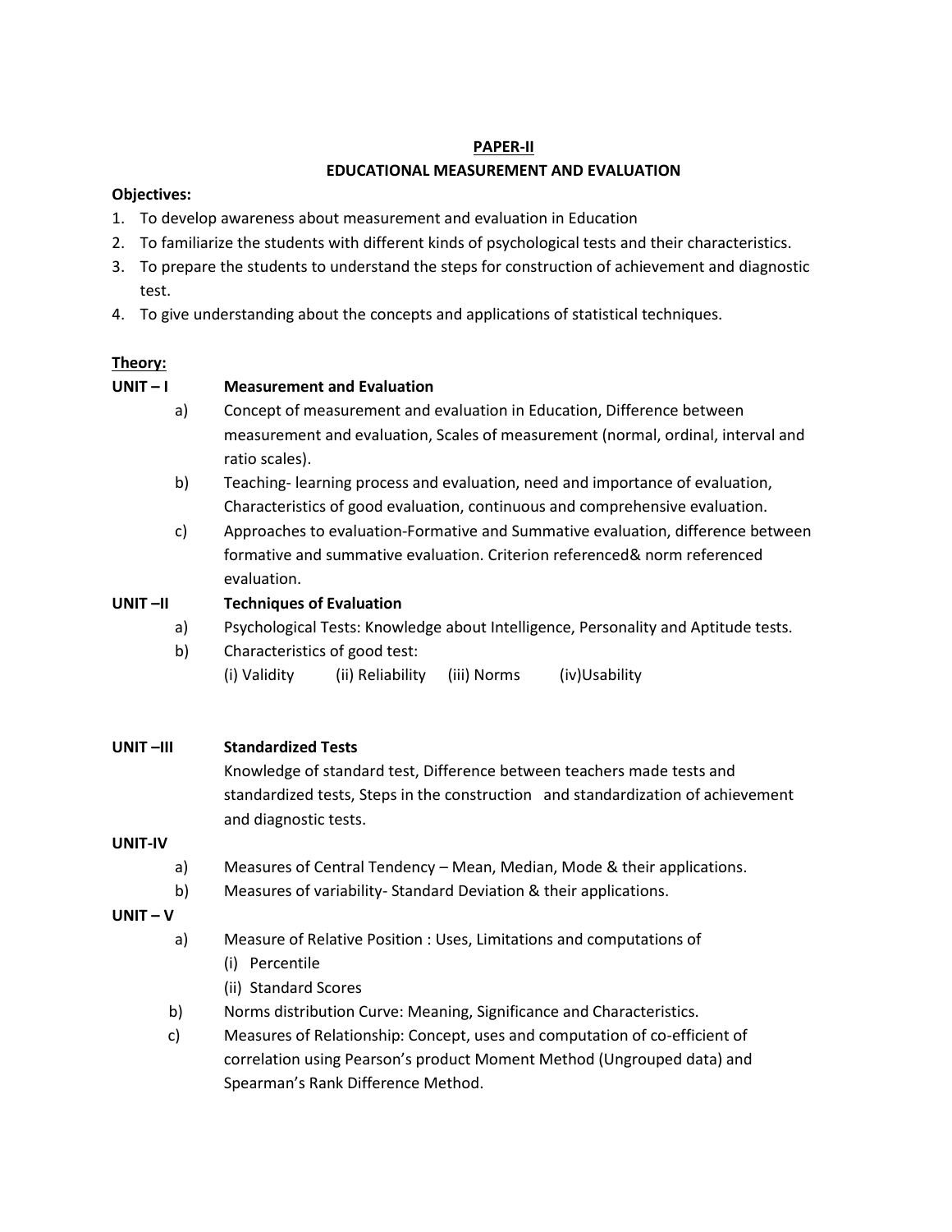## PAPER-II

## EDUCATIONAL MEASUREMENT AND EVALUATION

**Objectives:**

1. To develop awareness about measurement and evaluation in Education
2. To familiarize the students with different kinds of psychological tests and their characteristics.
3. To prepare the students to understand the steps for construction of achievement and diagnostic test.
4. To give understanding about the concepts and applications of statistical techniques.

**Theory:**

**UNIT – I Measurement and Evaluation**

a) Concept of measurement and evaluation in Education, Difference between measurement and evaluation, Scales of measurement (normal, ordinal, interval and ratio scales).

b) Teaching- learning process and evaluation, need and importance of evaluation, Characteristics of good evaluation, continuous and comprehensive evaluation.

c) Approaches to evaluation-Formative and Summative evaluation, difference between formative and summative evaluation. Criterion referenced& norm referenced evaluation.

**UNIT –II Techniques of Evaluation**

a) Psychological Tests: Knowledge about Intelligence, Personality and Aptitude tests.

b) Characteristics of good test:
(i) Validity (ii) Reliability (iii) Norms (iv)Usability

**UNIT –III Standardized Tests**

Knowledge of standard test, Difference between teachers made tests and standardized tests, Steps in the construction and standardization of achievement and diagnostic tests.

**UNIT-IV**

a) Measures of Central Tendency – Mean, Median, Mode & their applications.

b) Measures of variability- Standard Deviation & their applications.

**UNIT – V**

a) Measure of Relative Position : Uses, Limitations and computations of
(i) Percentile
(ii) Standard Scores

b) Norms distribution Curve: Meaning, Significance and Characteristics.

c) Measures of Relationship: Concept, uses and computation of co-efficient of correlation using Pearson's product Moment Method (Ungrouped data) and Spearman's Rank Difference Method.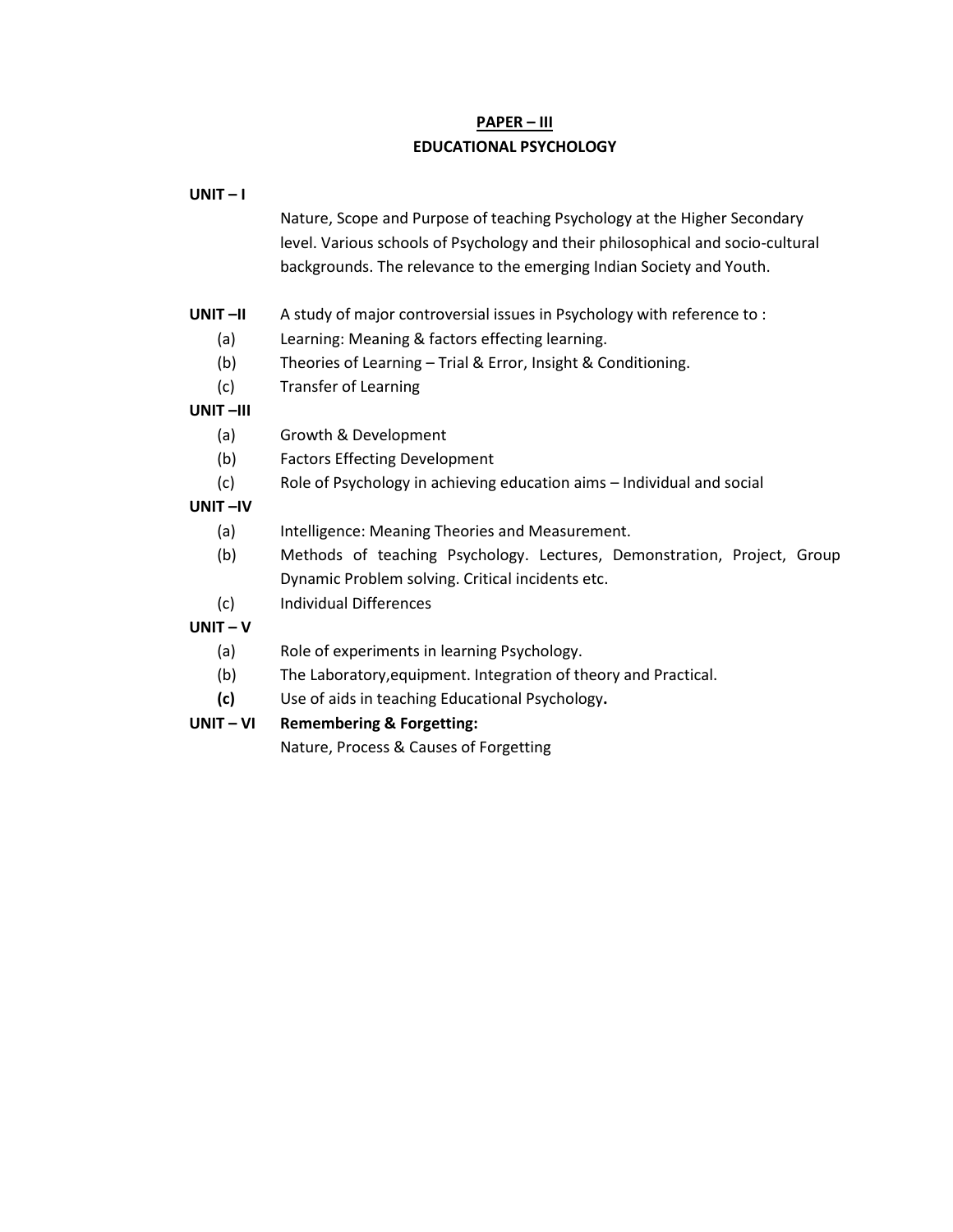## PAPER – III

## EDUCATIONAL PSYCHOLOGY

**UNIT – I**

Nature, Scope and Purpose of teaching Psychology at the Higher Secondary level. Various schools of Psychology and their philosophical and socio-cultural backgrounds. The relevance to the emerging Indian Society and Youth.

**UNIT –II** A study of major controversial issues in Psychology with reference to :

- (a) Learning: Meaning & factors effecting learning.
- (b) Theories of Learning – Trial & Error, Insight & Conditioning.
- (c) Transfer of Learning

**UNIT –III**

- (a) Growth & Development
- (b) Factors Effecting Development
- (c) Role of Psychology in achieving education aims – Individual and social

**UNIT –IV**

- (a) Intelligence: Meaning Theories and Measurement.
- (b) Methods of teaching Psychology. Lectures, Demonstration, Project, Group Dynamic Problem solving. Critical incidents etc.
- (c) Individual Differences

**UNIT – V**

- (a) Role of experiments in learning Psychology.
- (b) The Laboratory,equipment. Integration of theory and Practical.
- **(c)** Use of aids in teaching Educational Psychology**.**

**UNIT – VI** **Remembering & Forgetting:**

Nature, Process & Causes of Forgetting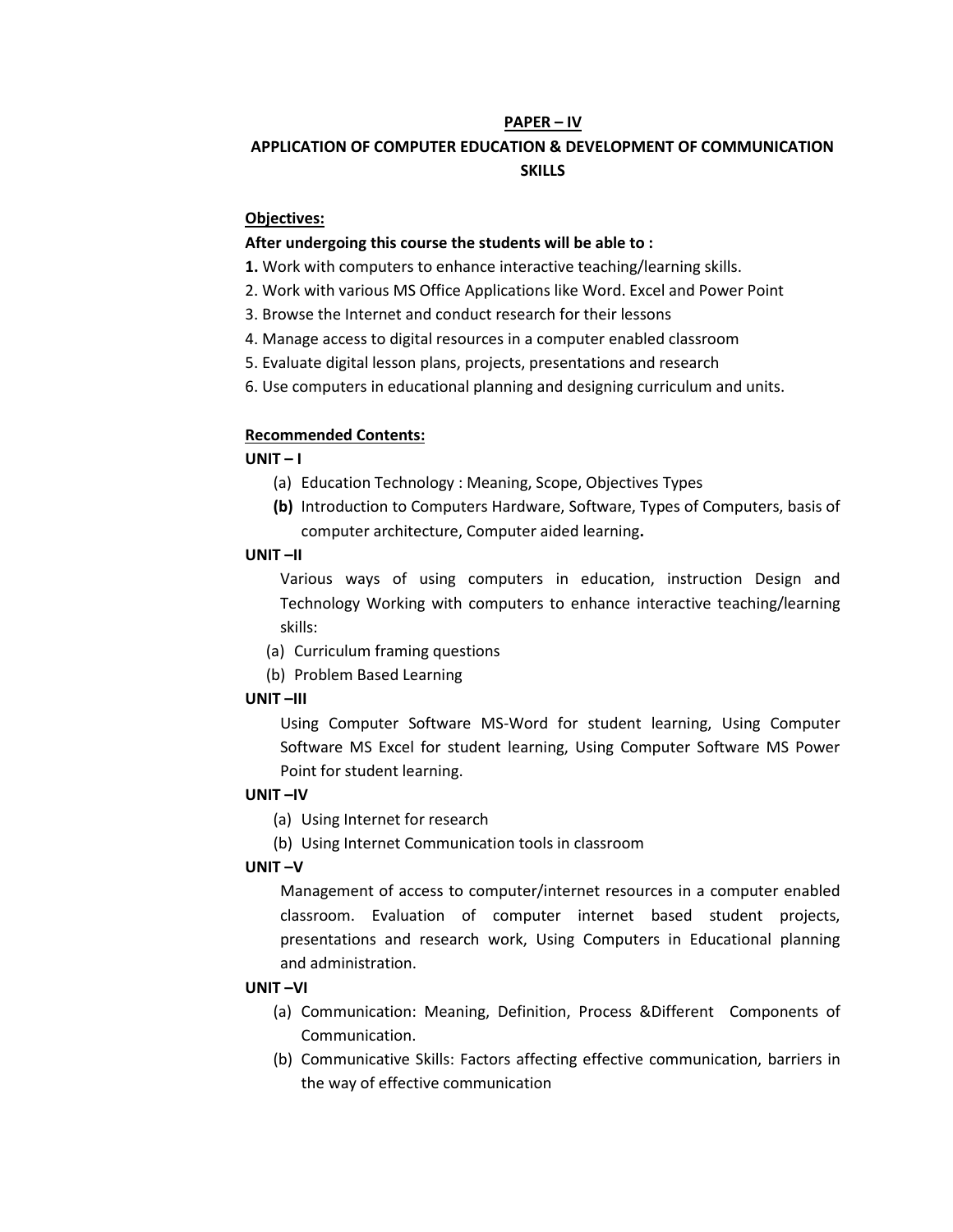## PAPER – IV

## APPLICATION OF COMPUTER EDUCATION & DEVELOPMENT OF COMMUNICATION SKILLS

**Objectives:**

**After undergoing this course the students will be able to :**

**1.** Work with computers to enhance interactive teaching/learning skills.
2. Work with various MS Office Applications like Word. Excel and Power Point
3. Browse the Internet and conduct research for their lessons
4. Manage access to digital resources in a computer enabled classroom
5. Evaluate digital lesson plans, projects, presentations and research
6. Use computers in educational planning and designing curriculum and units.

**Recommended Contents:**

**UNIT – I**

(a) Education Technology : Meaning, Scope, Objectives Types

**(b)** Introduction to Computers Hardware, Software, Types of Computers, basis of computer architecture, Computer aided learning**.**

**UNIT –II**

Various ways of using computers in education, instruction Design and Technology Working with computers to enhance interactive teaching/learning skills:

(a) Curriculum framing questions

(b) Problem Based Learning

**UNIT –III**

Using Computer Software MS-Word for student learning, Using Computer Software MS Excel for student learning, Using Computer Software MS Power Point for student learning.

**UNIT –IV**

(a) Using Internet for research

(b) Using Internet Communication tools in classroom

**UNIT –V**

Management of access to computer/internet resources in a computer enabled classroom. Evaluation of computer internet based student projects, presentations and research work, Using Computers in Educational planning and administration.

**UNIT –VI**

(a) Communication: Meaning, Definition, Process &Different Components of Communication.

(b) Communicative Skills: Factors affecting effective communication, barriers in the way of effective communication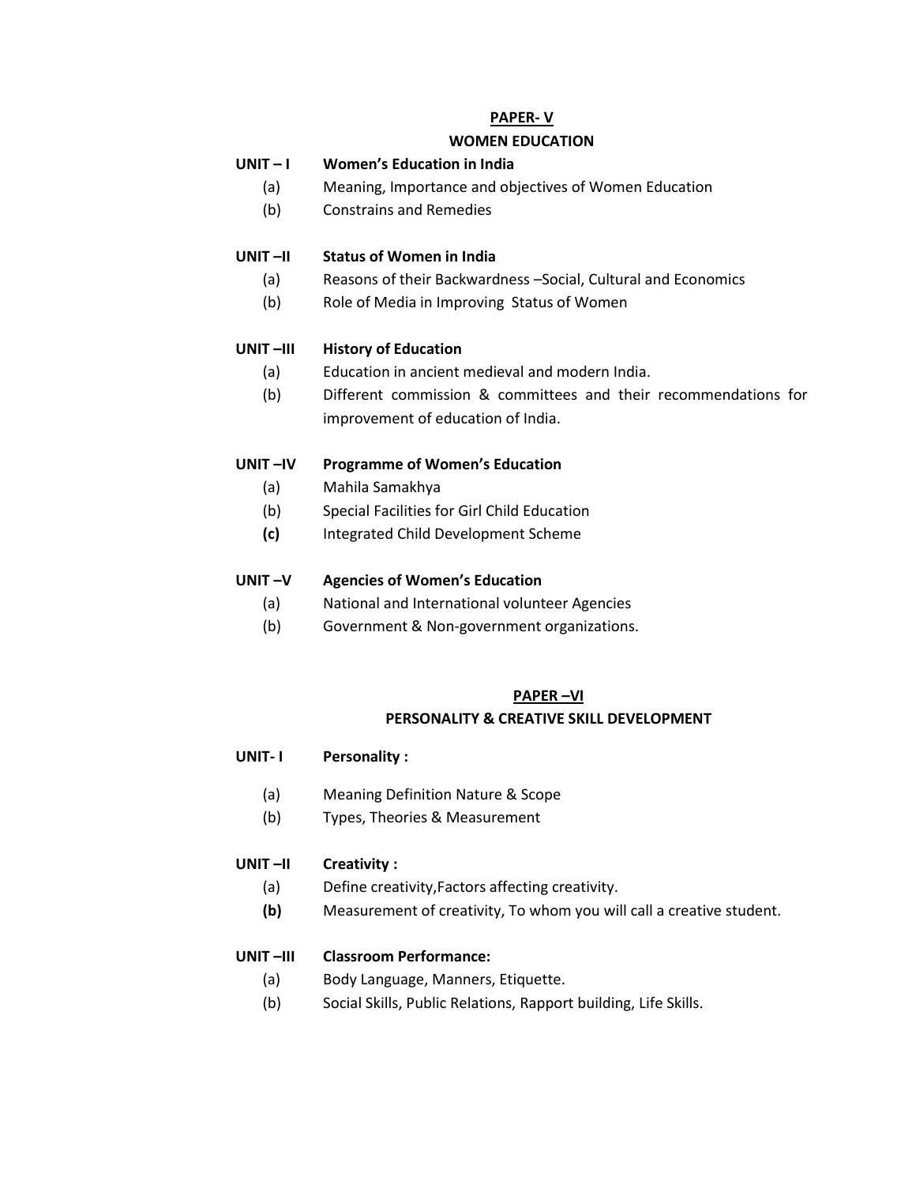## PAPER- V

### WOMEN EDUCATION

**UNIT – I Women's Education in India**

- (a) Meaning, Importance and objectives of Women Education
- (b) Constrains and Remedies

**UNIT –II Status of Women in India**

- (a) Reasons of their Backwardness –Social, Cultural and Economics
- (b) Role of Media in Improving Status of Women

**UNIT –III History of Education**

- (a) Education in ancient medieval and modern India.
- (b) Different commission & committees and their recommendations for improvement of education of India.

**UNIT –IV Programme of Women's Education**

- (a) Mahila Samakhya
- (b) Special Facilities for Girl Child Education
- **(c)** Integrated Child Development Scheme

**UNIT –V Agencies of Women's Education**

- (a) National and International volunteer Agencies
- (b) Government & Non-government organizations.

## PAPER –VI

### PERSONALITY & CREATIVE SKILL DEVELOPMENT

**UNIT- I Personality :**

- (a) Meaning Definition Nature & Scope
- (b) Types, Theories & Measurement

**UNIT –II Creativity :**

- (a) Define creativity,Factors affecting creativity.
- **(b)** Measurement of creativity, To whom you will call a creative student.

**UNIT –III Classroom Performance:**

- (a) Body Language, Manners, Etiquette.
- (b) Social Skills, Public Relations, Rapport building, Life Skills.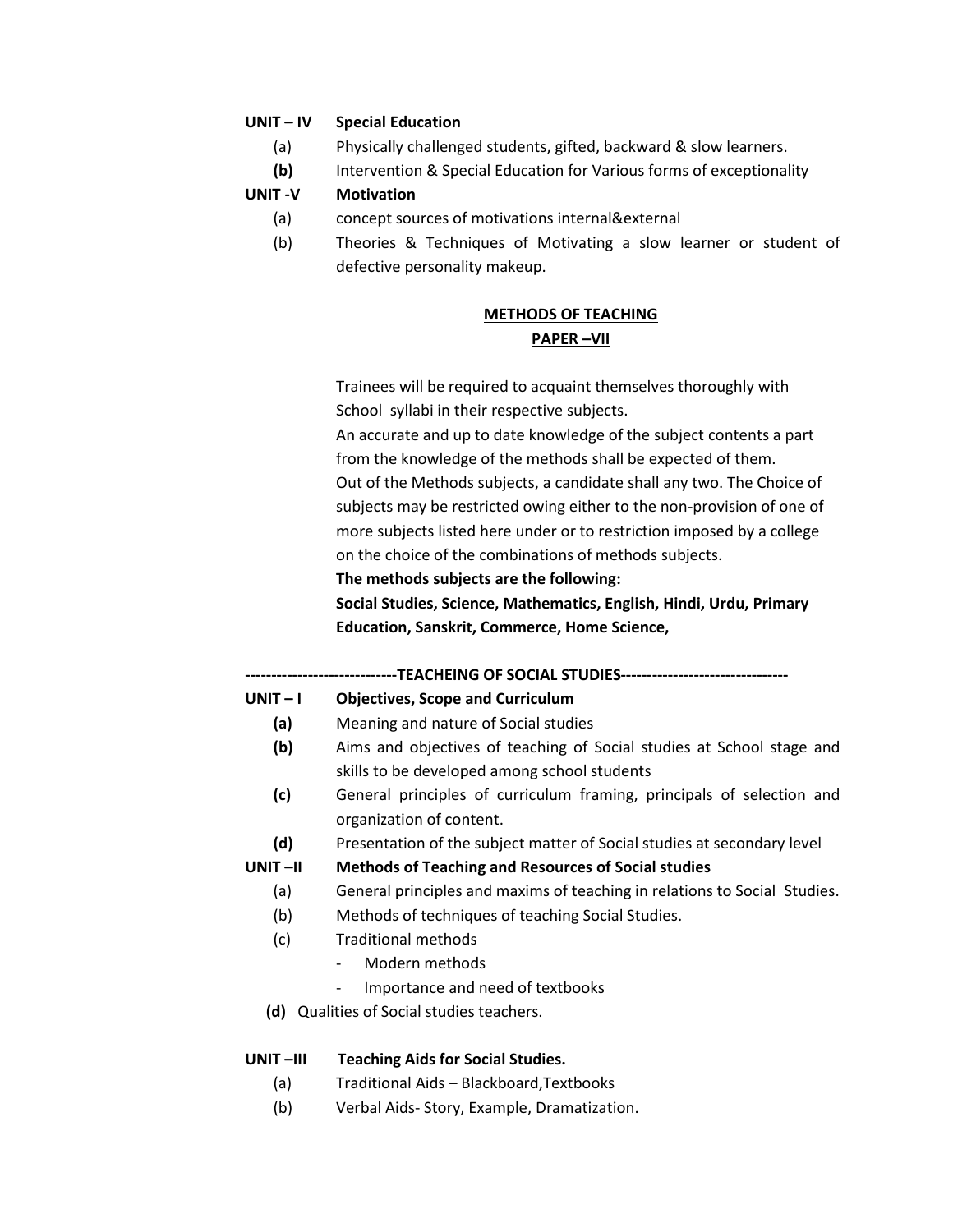**UNIT – IV Special Education**

(a) Physically challenged students, gifted, backward & slow learners.

**(b)** Intervention & Special Education for Various forms of exceptionality

**UNIT -V Motivation**

(a) concept sources of motivations internal&external

(b) Theories & Techniques of Motivating a slow learner or student of defective personality makeup.

## METHODS OF TEACHING

## PAPER –VII

Trainees will be required to acquaint themselves thoroughly with School syllabi in their respective subjects.

An accurate and up to date knowledge of the subject contents a part from the knowledge of the methods shall be expected of them.

Out of the Methods subjects, a candidate shall any two. The Choice of subjects may be restricted owing either to the non-provision of one of more subjects listed here under or to restriction imposed by a college on the choice of the combinations of methods subjects.

**The methods subjects are the following:**

**Social Studies, Science, Mathematics, English, Hindi, Urdu, Primary Education, Sanskrit, Commerce, Home Science,**

**-----------------------------TEACHEING OF SOCIAL STUDIES--------------------------------**

**UNIT – I Objectives, Scope and Curriculum**

**(a)** Meaning and nature of Social studies

**(b)** Aims and objectives of teaching of Social studies at School stage and skills to be developed among school students

**(c)** General principles of curriculum framing, principals of selection and organization of content.

**(d)** Presentation of the subject matter of Social studies at secondary level

**UNIT –II Methods of Teaching and Resources of Social studies**

(a) General principles and maxims of teaching in relations to Social Studies.

(b) Methods of techniques of teaching Social Studies.

(c) Traditional methods

- Modern methods
- Importance and need of textbooks

**(d)** Qualities of Social studies teachers.

**UNIT –III Teaching Aids for Social Studies.**

(a) Traditional Aids – Blackboard,Textbooks

(b) Verbal Aids- Story, Example, Dramatization.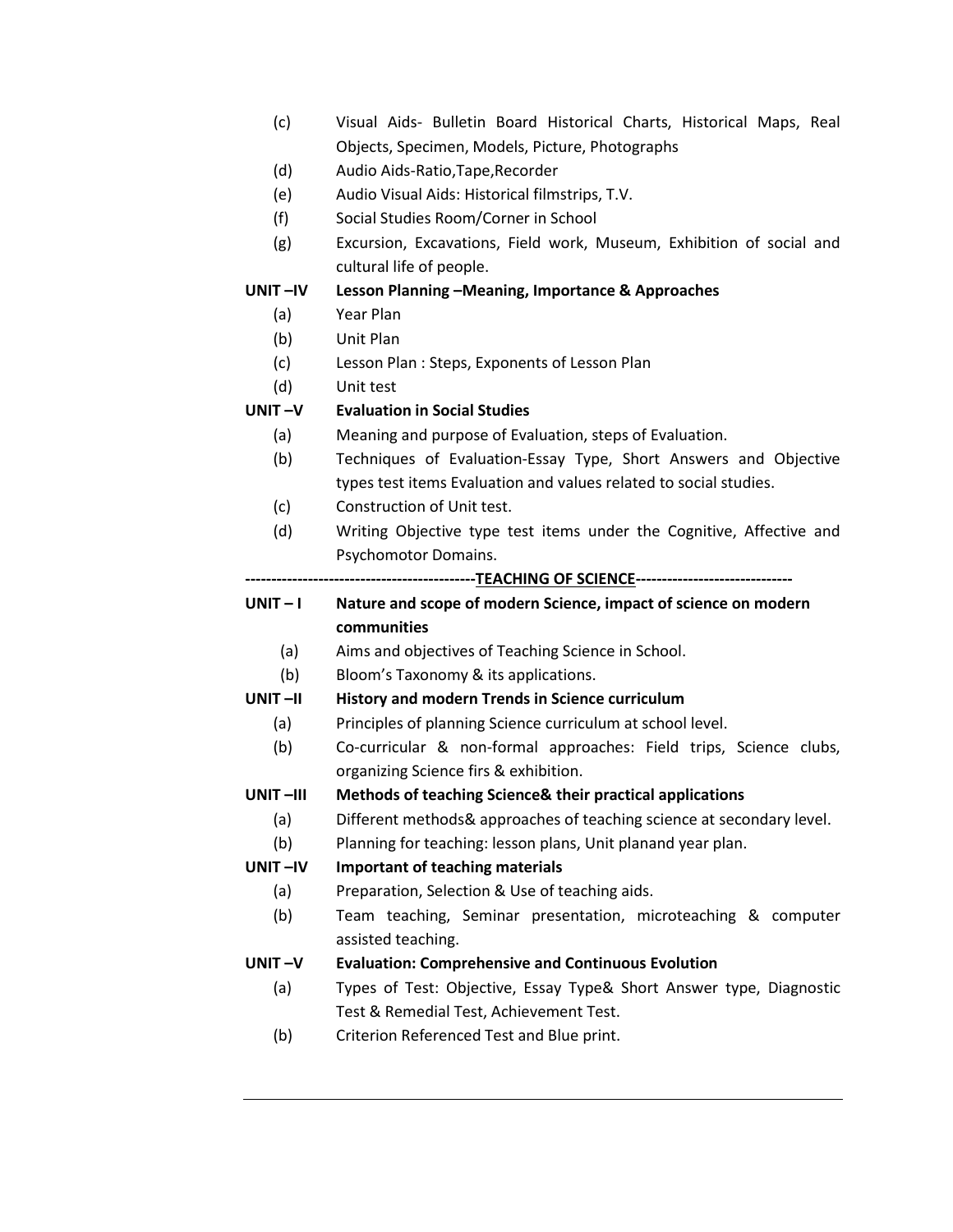(c) Visual Aids- Bulletin Board Historical Charts, Historical Maps, Real Objects, Specimen, Models, Picture, Photographs

(d) Audio Aids-Ratio,Tape,Recorder

(e) Audio Visual Aids: Historical filmstrips, T.V.

(f) Social Studies Room/Corner in School

(g) Excursion, Excavations, Field work, Museum, Exhibition of social and cultural life of people.

**UNIT –IV Lesson Planning –Meaning, Importance & Approaches**

(a) Year Plan

(b) Unit Plan

(c) Lesson Plan : Steps, Exponents of Lesson Plan

(d) Unit test

**UNIT –V Evaluation in Social Studies**

(a) Meaning and purpose of Evaluation, steps of Evaluation.

(b) Techniques of Evaluation-Essay Type, Short Answers and Objective types test items Evaluation and values related to social studies.

(c) Construction of Unit test.

(d) Writing Objective type test items under the Cognitive, Affective and Psychomotor Domains.

**---------------------------------------------TEACHING OF SCIENCE------------------------------**

**UNIT – I Nature and scope of modern Science, impact of science on modern communities**

(a) Aims and objectives of Teaching Science in School.

(b) Bloom's Taxonomy & its applications.

**UNIT –II History and modern Trends in Science curriculum**

(a) Principles of planning Science curriculum at school level.

(b) Co-curricular & non-formal approaches: Field trips, Science clubs, organizing Science firs & exhibition.

**UNIT –III Methods of teaching Science& their practical applications**

(a) Different methods& approaches of teaching science at secondary level.

(b) Planning for teaching: lesson plans, Unit planand year plan.

**UNIT –IV Important of teaching materials**

(a) Preparation, Selection & Use of teaching aids.

(b) Team teaching, Seminar presentation, microteaching & computer assisted teaching.

**UNIT –V Evaluation: Comprehensive and Continuous Evolution**

(a) Types of Test: Objective, Essay Type& Short Answer type, Diagnostic Test & Remedial Test, Achievement Test.

(b) Criterion Referenced Test and Blue print.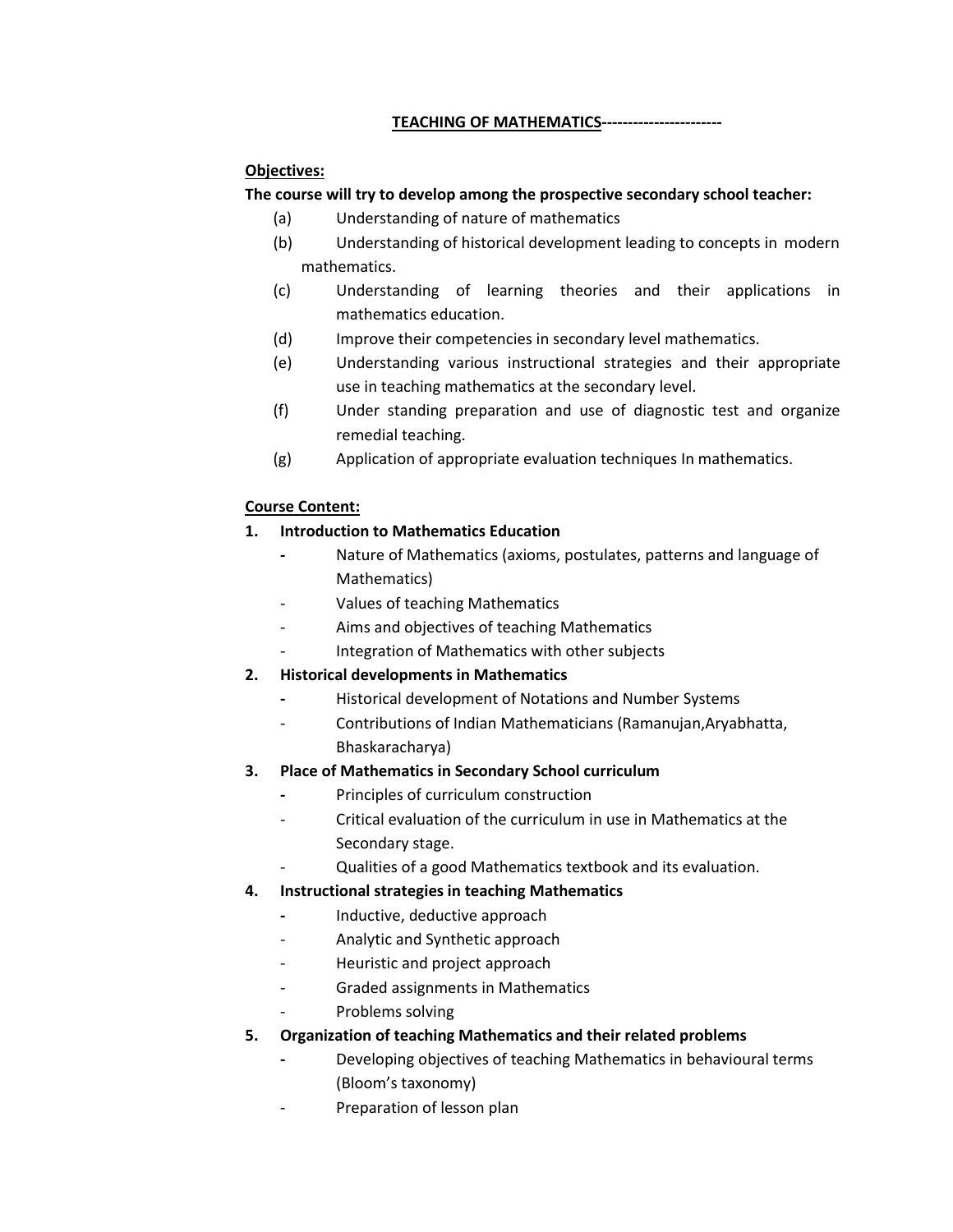**TEACHING OF MATHEMATICS----------------------**

**Objectives:**

**The course will try to develop among the prospective secondary school teacher:**

(a) Understanding of nature of mathematics

(b) Understanding of historical development leading to concepts in modern mathematics.

(c) Understanding of learning theories and their applications in mathematics education.

(d) Improve their competencies in secondary level mathematics.

(e) Understanding various instructional strategies and their appropriate use in teaching mathematics at the secondary level.

(f) Under standing preparation and use of diagnostic test and organize remedial teaching.

(g) Application of appropriate evaluation techniques In mathematics.

**Course Content:**

1. **Introduction to Mathematics Education**
   - Nature of Mathematics (axioms, postulates, patterns and language of Mathematics)
   - Values of teaching Mathematics
   - Aims and objectives of teaching Mathematics
   - Integration of Mathematics with other subjects
2. **Historical developments in Mathematics**
   - Historical development of Notations and Number Systems
   - Contributions of Indian Mathematicians (Ramanujan,Aryabhatta, Bhaskaracharya)
3. **Place of Mathematics in Secondary School curriculum**
   - Principles of curriculum construction
   - Critical evaluation of the curriculum in use in Mathematics at the Secondary stage.
   - Qualities of a good Mathematics textbook and its evaluation.
4. **Instructional strategies in teaching Mathematics**
   - Inductive, deductive approach
   - Analytic and Synthetic approach
   - Heuristic and project approach
   - Graded assignments in Mathematics
   - Problems solving
5. **Organization of teaching Mathematics and their related problems**
   - Developing objectives of teaching Mathematics in behavioural terms (Bloom's taxonomy)
   - Preparation of lesson plan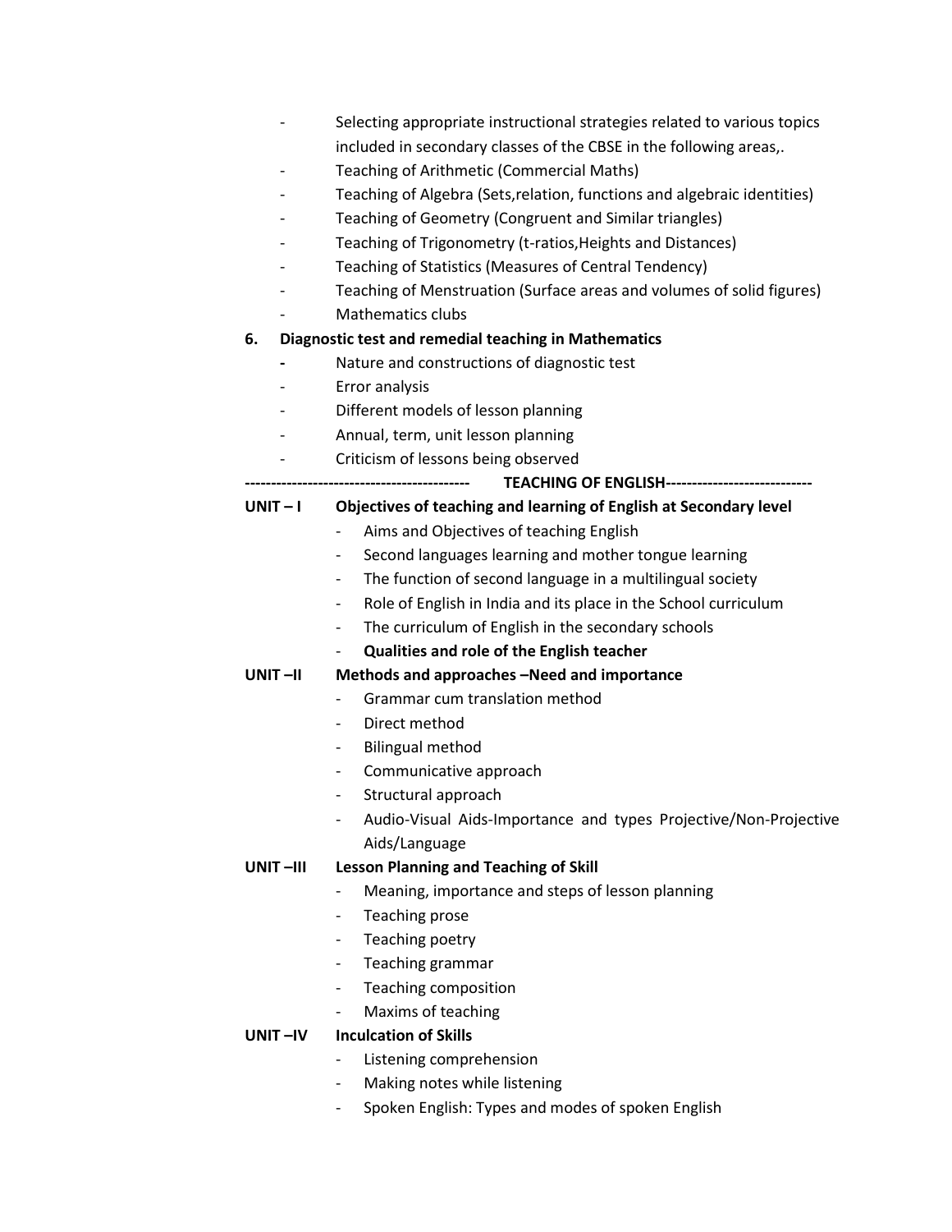- Selecting appropriate instructional strategies related to various topics included in secondary classes of the CBSE in the following areas,.
- Teaching of Arithmetic (Commercial Maths)
- Teaching of Algebra (Sets,relation, functions and algebraic identities)
- Teaching of Geometry (Congruent and Similar triangles)
- Teaching of Trigonometry (t-ratios,Heights and Distances)
- Teaching of Statistics (Measures of Central Tendency)
- Teaching of Menstruation (Surface areas and volumes of solid figures)
- Mathematics clubs

**6. Diagnostic test and remedial teaching in Mathematics**

- Nature and constructions of diagnostic test
- Error analysis
- Different models of lesson planning
- Annual, term, unit lesson planning
- Criticism of lessons being observed

## ------------------------------------------- TEACHING OF ENGLISH----------------------------

**UNIT – I Objectives of teaching and learning of English at Secondary level**

- Aims and Objectives of teaching English
- Second languages learning and mother tongue learning
- The function of second language in a multilingual society
- Role of English in India and its place in the School curriculum
- The curriculum of English in the secondary schools
- **Qualities and role of the English teacher**

**UNIT –II Methods and approaches –Need and importance**

- Grammar cum translation method
- Direct method
- Bilingual method
- Communicative approach
- Structural approach
- Audio-Visual Aids-Importance and types Projective/Non-Projective Aids/Language

**UNIT –III Lesson Planning and Teaching of Skill**

- Meaning, importance and steps of lesson planning
- Teaching prose
- Teaching poetry
- Teaching grammar
- Teaching composition
- Maxims of teaching

**UNIT –IV Inculcation of Skills**

- Listening comprehension
- Making notes while listening
- Spoken English: Types and modes of spoken English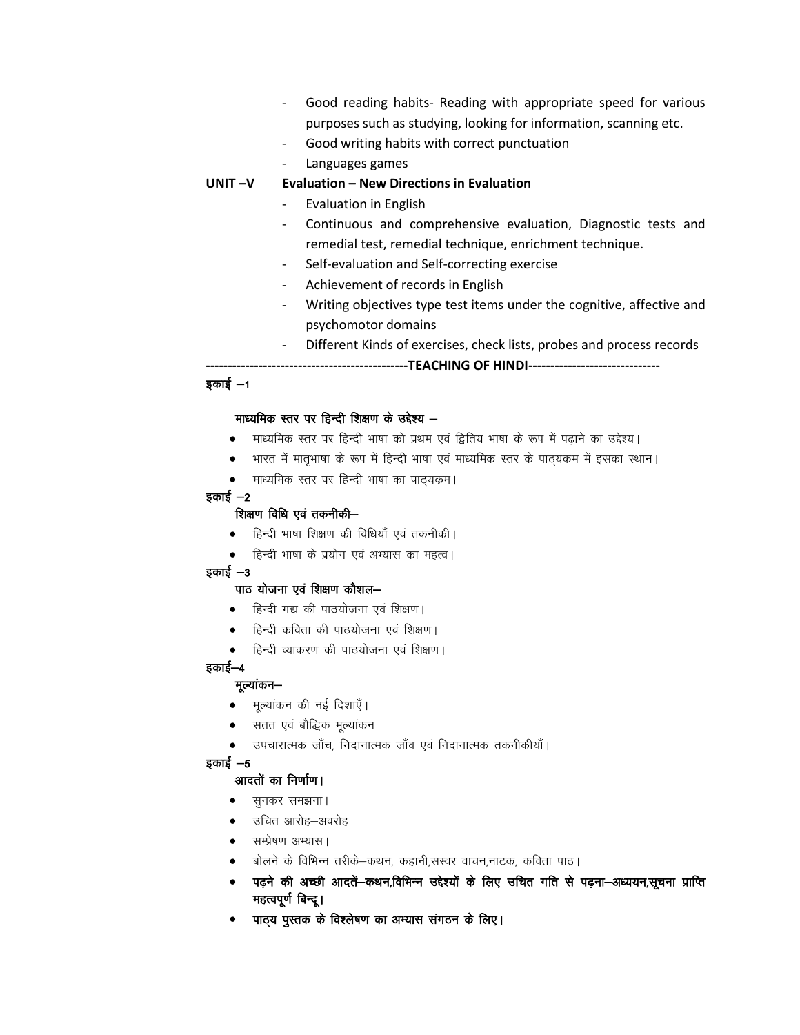- Good reading habits- Reading with appropriate speed for various purposes such as studying, looking for information, scanning etc.
- Good writing habits with correct punctuation
- Languages games

**UNIT –V Evaluation – New Directions in Evaluation**

- Evaluation in English
- Continuous and comprehensive evaluation, Diagnostic tests and remedial test, remedial technique, enrichment technique.
- Self-evaluation and Self-correcting exercise
- Achievement of records in English
- Writing objectives type test items under the cognitive, affective and psychomotor domains
- Different Kinds of exercises, check lists, probes and process records

**----------------------------------------------TEACHING OF HINDI------------------------------**

**इकाई –1**

**माध्यमिक स्तर पर हिन्दी शिक्षण के उद्देश्य –**

- माध्यमिक स्तर पर हिन्दी भाषा को प्रथम एवं द्वितिय भाषा के रूप में पढ़ाने का उद्देश्य।
- भारत में मातृभाषा के रूप में हिन्दी भाषा एवं माध्यमिक स्तर के पाठ्यकम में इसका स्थान।
- माध्यमिक स्तर पर हिन्दी भाषा का पाठ्यक्रम।

**इकाई –2**

**शिक्षण विधि एवं तकनीकी–**

- हिन्दी भाषा शिक्षण की विधियाँ एवं तकनीकी।
- हिन्दी भाषा के प्रयोग एवं अभ्यास का महत्व।

**इकाई –3**

**पाठ योजना एवं शिक्षण कौशल–**

- हिन्दी गद्य की पाठयोजना एवं शिक्षण।
- हिन्दी कविता की पाठयोजना एवं शिक्षण।
- हिन्दी व्याकरण की पाठयोजना एवं शिक्षण।

**इकाई–4**

**मूल्यांकन–**

- मूल्यांकन की नई दिशाएँ।
- सतत एवं बौद्धिक मूल्यांकन
- उपचारात्मक जाँच, निदानात्मक जाँव एवं निदानात्मक तकनीकीयाँ।

**इकाई –5**

**आदतों का निर्णाण।**

- सुनकर समझना।
- उचित आरोह–अवरोह
- सम्प्रेषण अभ्यास।
- बोलने के विभिन्न तरीके–कथन, कहानी,सस्वर वाचन,नाटक, कविता पाठ।
- **पढ़ने की अच्छी आदतें–कथन,विभिन्न उद्देश्यों के लिए उचित गति से पढ़ना–अध्ययन,सूचना प्राप्ति महत्वपूर्ण बिन्दू।**
- **पाठ्य पुस्तक के विश्लेषण का अभ्यास संगठन के लिए।**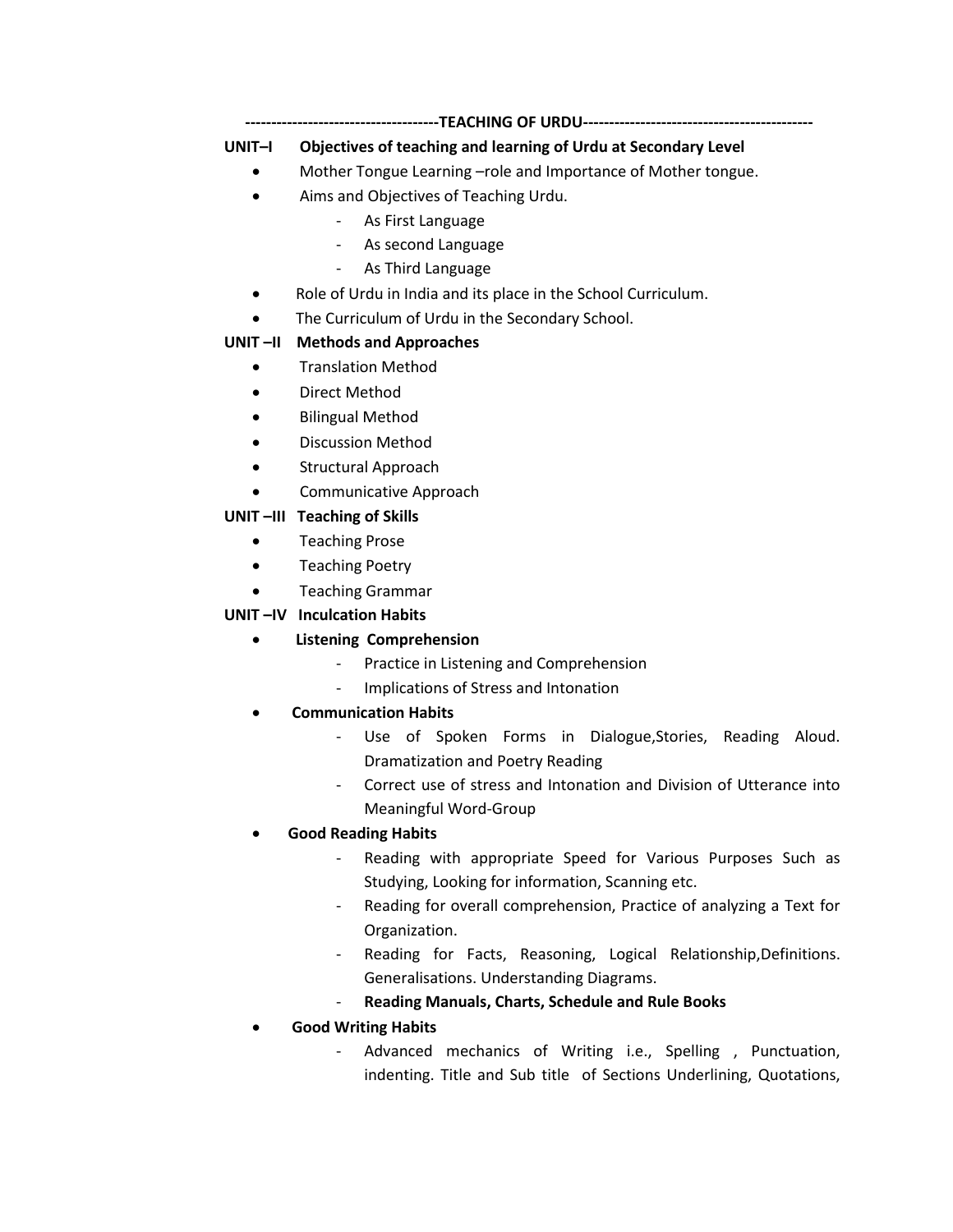## TEACHING OF URDU

**UNIT–I Objectives of teaching and learning of Urdu at Secondary Level**

- Mother Tongue Learning –role and Importance of Mother tongue.
- Aims and Objectives of Teaching Urdu.
    - As First Language
    - As second Language
    - As Third Language
- Role of Urdu in India and its place in the School Curriculum.
- The Curriculum of Urdu in the Secondary School.

**UNIT –II Methods and Approaches**

- Translation Method
- Direct Method
- Bilingual Method
- Discussion Method
- Structural Approach
- Communicative Approach

**UNIT –III Teaching of Skills**

- Teaching Prose
- Teaching Poetry
- Teaching Grammar

**UNIT –IV Inculcation Habits**

- **Listening Comprehension**
    - Practice in Listening and Comprehension
    - Implications of Stress and Intonation
- **Communication Habits**
    - Use of Spoken Forms in Dialogue,Stories, Reading Aloud. Dramatization and Poetry Reading
    - Correct use of stress and Intonation and Division of Utterance into Meaningful Word-Group
- **Good Reading Habits**
    - Reading with appropriate Speed for Various Purposes Such as Studying, Looking for information, Scanning etc.
    - Reading for overall comprehension, Practice of analyzing a Text for Organization.
    - Reading for Facts, Reasoning, Logical Relationship,Definitions. Generalisations. Understanding Diagrams.
    - **Reading Manuals, Charts, Schedule and Rule Books**
- **Good Writing Habits**
    - Advanced mechanics of Writing i.e., Spelling , Punctuation, indenting. Title and Sub title of Sections Underlining, Quotations,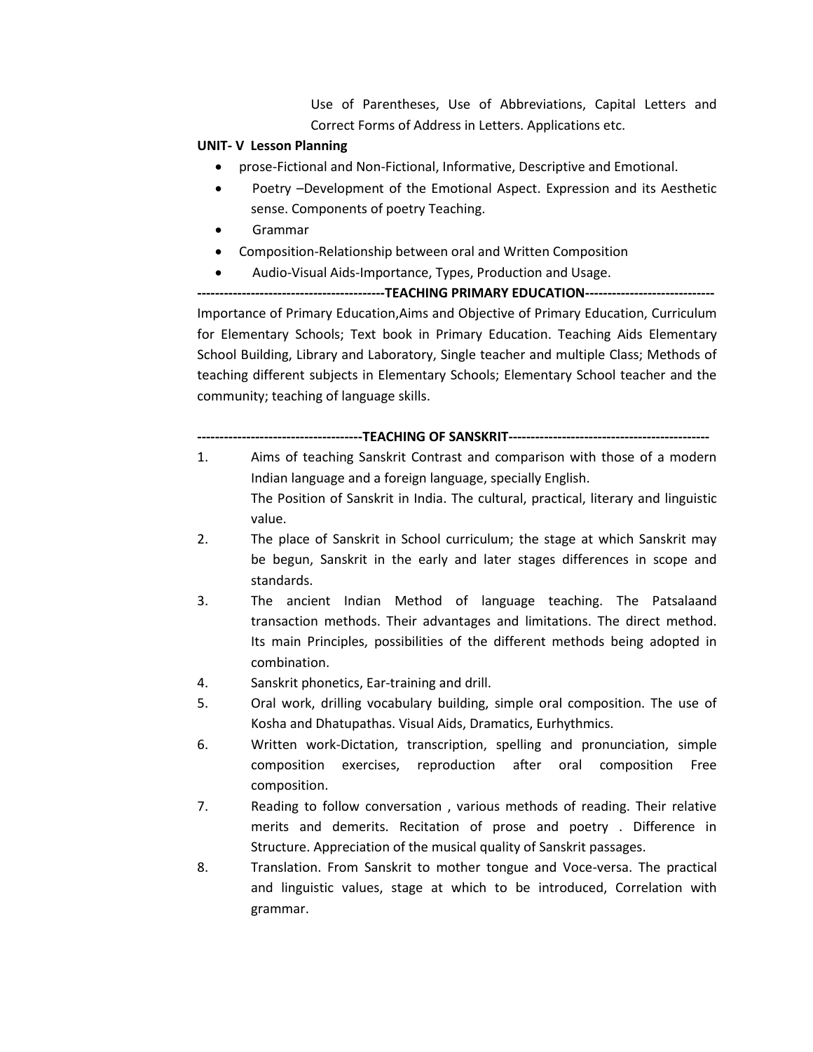Use of Parentheses, Use of Abbreviations, Capital Letters and Correct Forms of Address in Letters. Applications etc.

**UNIT- V Lesson Planning**

- prose-Fictional and Non-Fictional, Informative, Descriptive and Emotional.
- Poetry –Development of the Emotional Aspect. Expression and its Aesthetic sense. Components of poetry Teaching.
- Grammar
- Composition-Relationship between oral and Written Composition
- Audio-Visual Aids-Importance, Types, Production and Usage.

**------------------------------------------TEACHING PRIMARY EDUCATION-----------------------------**

Importance of Primary Education,Aims and Objective of Primary Education, Curriculum for Elementary Schools; Text book in Primary Education. Teaching Aids Elementary School Building, Library and Laboratory, Single teacher and multiple Class; Methods of teaching different subjects in Elementary Schools; Elementary School teacher and the community; teaching of language skills.

**-------------------------------------TEACHING OF SANSKRIT---------------------------------------------**

1. Aims of teaching Sanskrit Contrast and comparison with those of a modern Indian language and a foreign language, specially English.
   The Position of Sanskrit in India. The cultural, practical, literary and linguistic value.
2. The place of Sanskrit in School curriculum; the stage at which Sanskrit may be begun, Sanskrit in the early and later stages differences in scope and standards.
3. The ancient Indian Method of language teaching. The Patsalaand transaction methods. Their advantages and limitations. The direct method. Its main Principles, possibilities of the different methods being adopted in combination.
4. Sanskrit phonetics, Ear-training and drill.
5. Oral work, drilling vocabulary building, simple oral composition. The use of Kosha and Dhatupathas. Visual Aids, Dramatics, Eurhythmics.
6. Written work-Dictation, transcription, spelling and pronunciation, simple composition exercises, reproduction after oral composition Free composition.
7. Reading to follow conversation , various methods of reading. Their relative merits and demerits. Recitation of prose and poetry . Difference in Structure. Appreciation of the musical quality of Sanskrit passages.
8. Translation. From Sanskrit to mother tongue and Voce-versa. The practical and linguistic values, stage at which to be introduced, Correlation with grammar.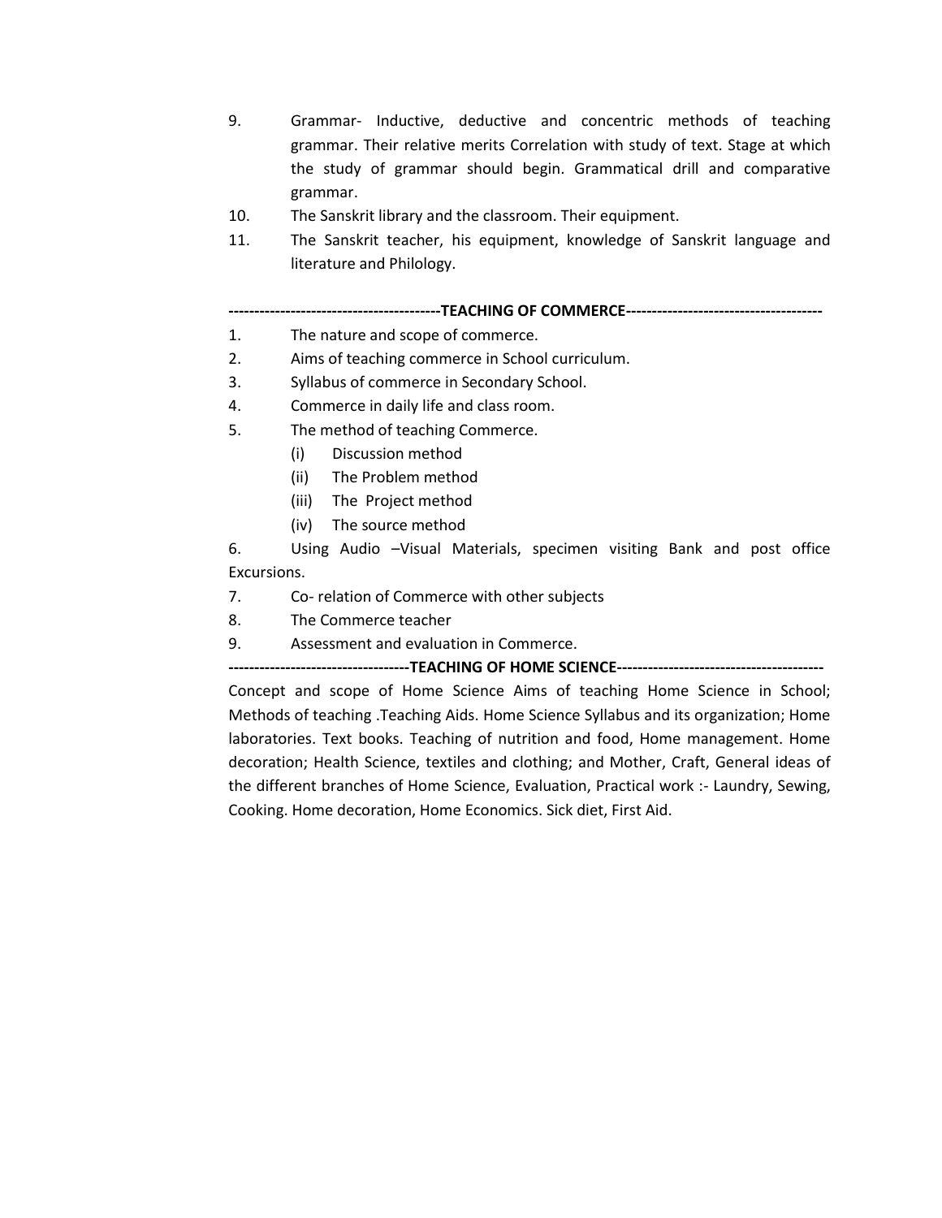9. Grammar- Inductive, deductive and concentric methods of teaching grammar. Their relative merits Correlation with study of text. Stage at which the study of grammar should begin. Grammatical drill and comparative grammar.
10. The Sanskrit library and the classroom. Their equipment.
11. The Sanskrit teacher, his equipment, knowledge of Sanskrit language and literature and Philology.

## TEACHING OF COMMERCE

1. The nature and scope of commerce.
2. Aims of teaching commerce in School curriculum.
3. Syllabus of commerce in Secondary School.
4. Commerce in daily life and class room.
5. The method of teaching Commerce.
   - (i) Discussion method
   - (ii) The Problem method
   - (iii) The Project method
   - (iv) The source method
6. Using Audio –Visual Materials, specimen visiting Bank and post office Excursions.
7. Co- relation of Commerce with other subjects
8. The Commerce teacher
9. Assessment and evaluation in Commerce.

## TEACHING OF HOME SCIENCE

Concept and scope of Home Science Aims of teaching Home Science in School; Methods of teaching .Teaching Aids. Home Science Syllabus and its organization; Home laboratories. Text books. Teaching of nutrition and food, Home management. Home decoration; Health Science, textiles and clothing; and Mother, Craft, General ideas of the different branches of Home Science, Evaluation, Practical work :- Laundry, Sewing, Cooking. Home decoration, Home Economics. Sick diet, First Aid.